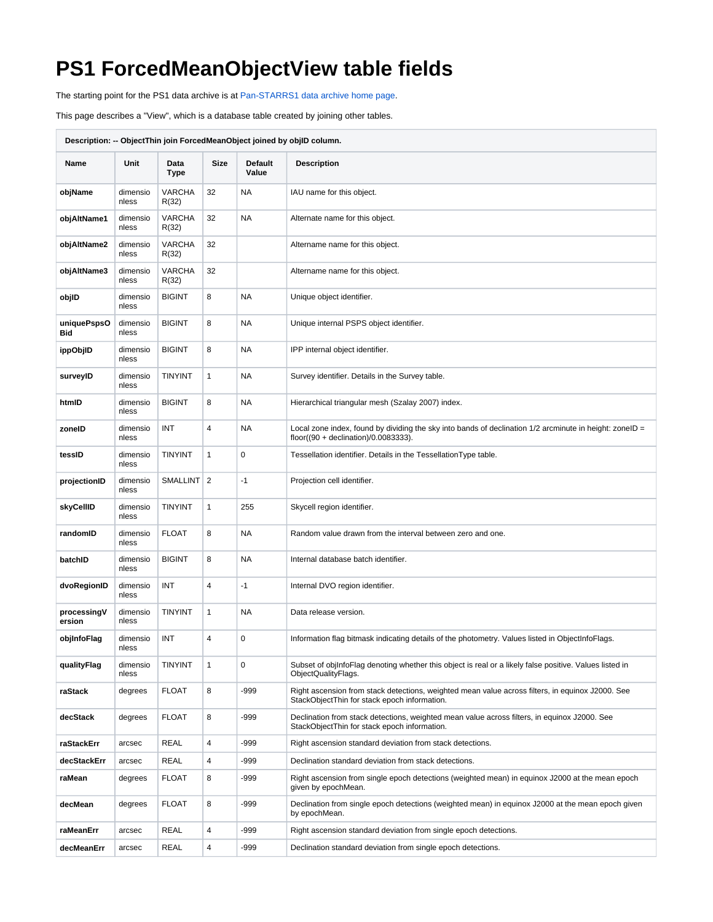# PS1 ForcedMeanObjectView table fields

The starting point for the PS1 data archive is at Pan-STARRS1 data archive home page.

This page describes a "View", which is a database table created by joining other tables.

**Description: -- ObjectThin join ForcedMeanObject joined by objID column.**

| Name | Unit | Data Type | Size | Default Value | Description |
|---|---|---|---|---|---|
| **objName** | dimensionless | VARCHAR(32) | 32 | NA | IAU name for this object. |
| **objAltName1** | dimensionless | VARCHAR(32) | 32 | NA | Alternate name for this object. |
| **objAltName2** | dimensionless | VARCHAR(32) | 32 | | Altername name for this object. |
| **objAltName3** | dimensionless | VARCHAR(32) | 32 | | Altername name for this object. |
| **objID** | dimensionless | BIGINT | 8 | NA | Unique object identifier. |
| **uniquePspsOBid** | dimensionless | BIGINT | 8 | NA | Unique internal PSPS object identifier. |
| **ippObjID** | dimensionless | BIGINT | 8 | NA | IPP internal object identifier. |
| **surveyID** | dimensionless | TINYINT | 1 | NA | Survey identifier. Details in the Survey table. |
| **htmID** | dimensionless | BIGINT | 8 | NA | Hierarchical triangular mesh (Szalay 2007) index. |
| **zoneID** | dimensionless | INT | 4 | NA | Local zone index, found by dividing the sky into bands of declination 1/2 arcminute in height: zoneID = floor((90 + declination)/0.0083333). |
| **tessID** | dimensionless | TINYINT | 1 | 0 | Tessellation identifier. Details in the TessellationType table. |
| **projectionID** | dimensionless | SMALLINT | 2 | -1 | Projection cell identifier. |
| **skyCellID** | dimensionless | TINYINT | 1 | 255 | Skycell region identifier. |
| **randomID** | dimensionless | FLOAT | 8 | NA | Random value drawn from the interval between zero and one. |
| **batchID** | dimensionless | BIGINT | 8 | NA | Internal database batch identifier. |
| **dvoRegionID** | dimensionless | INT | 4 | -1 | Internal DVO region identifier. |
| **processingVersion** | dimensionless | TINYINT | 1 | NA | Data release version. |
| **objInfoFlag** | dimensionless | INT | 4 | 0 | Information flag bitmask indicating details of the photometry. Values listed in ObjectInfoFlags. |
| **qualityFlag** | dimensionless | TINYINT | 1 | 0 | Subset of objInfoFlag denoting whether this object is real or a likely false positive. Values listed in ObjectQualityFlags. |
| **raStack** | degrees | FLOAT | 8 | -999 | Right ascension from stack detections, weighted mean value across filters, in equinox J2000. See StackObjectThin for stack epoch information. |
| **decStack** | degrees | FLOAT | 8 | -999 | Declination from stack detections, weighted mean value across filters, in equinox J2000. See StackObjectThin for stack epoch information. |
| **raStackErr** | arcsec | REAL | 4 | -999 | Right ascension standard deviation from stack detections. |
| **decStackErr** | arcsec | REAL | 4 | -999 | Declination standard deviation from stack detections. |
| **raMean** | degrees | FLOAT | 8 | -999 | Right ascension from single epoch detections (weighted mean) in equinox J2000 at the mean epoch given by epochMean. |
| **decMean** | degrees | FLOAT | 8 | -999 | Declination from single epoch detections (weighted mean) in equinox J2000 at the mean epoch given by epochMean. |
| **raMeanErr** | arcsec | REAL | 4 | -999 | Right ascension standard deviation from single epoch detections. |
| **decMeanErr** | arcsec | REAL | 4 | -999 | Declination standard deviation from single epoch detections. |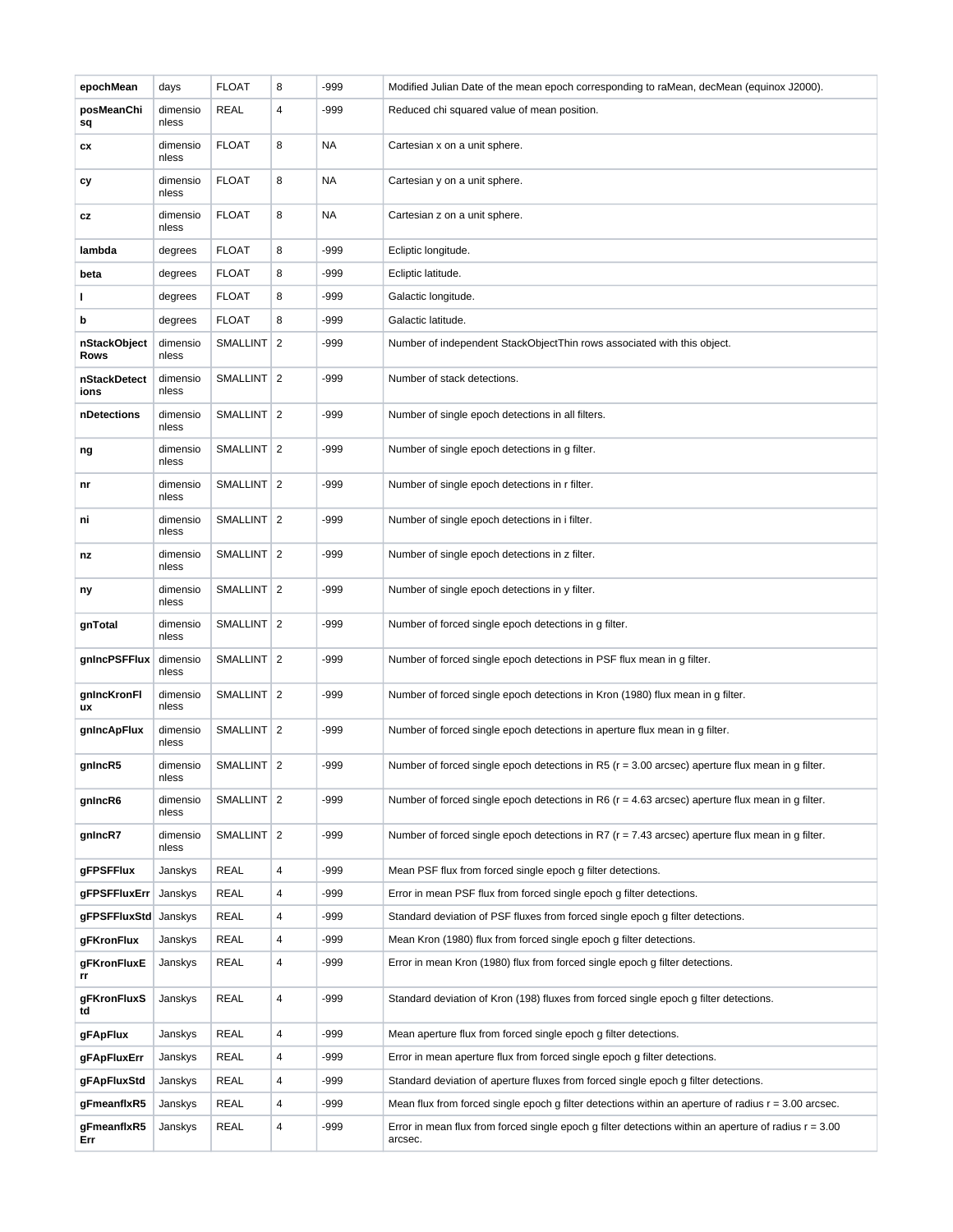| | | | | | |
|---|---|---|---|---|---|
| **epochMean** | days | FLOAT | 8 | -999 | Modified Julian Date of the mean epoch corresponding to raMean, decMean (equinox J2000). |
| **posMeanChisq** | dimensionless | REAL | 4 | -999 | Reduced chi squared value of mean position. |
| **cx** | dimensionless | FLOAT | 8 | NA | Cartesian x on a unit sphere. |
| **cy** | dimensionless | FLOAT | 8 | NA | Cartesian y on a unit sphere. |
| **cz** | dimensionless | FLOAT | 8 | NA | Cartesian z on a unit sphere. |
| **lambda** | degrees | FLOAT | 8 | -999 | Ecliptic longitude. |
| **beta** | degrees | FLOAT | 8 | -999 | Ecliptic latitude. |
| **l** | degrees | FLOAT | 8 | -999 | Galactic longitude. |
| **b** | degrees | FLOAT | 8 | -999 | Galactic latitude. |
| **nStackObjectRows** | dimensionless | SMALLINT | 2 | -999 | Number of independent StackObjectThin rows associated with this object. |
| **nStackDetections** | dimensionless | SMALLINT | 2 | -999 | Number of stack detections. |
| **nDetections** | dimensionless | SMALLINT | 2 | -999 | Number of single epoch detections in all filters. |
| **ng** | dimensionless | SMALLINT | 2 | -999 | Number of single epoch detections in g filter. |
| **nr** | dimensionless | SMALLINT | 2 | -999 | Number of single epoch detections in r filter. |
| **ni** | dimensionless | SMALLINT | 2 | -999 | Number of single epoch detections in i filter. |
| **nz** | dimensionless | SMALLINT | 2 | -999 | Number of single epoch detections in z filter. |
| **ny** | dimensionless | SMALLINT | 2 | -999 | Number of single epoch detections in y filter. |
| **gnTotal** | dimensionless | SMALLINT | 2 | -999 | Number of forced single epoch detections in g filter. |
| **gnIncPSFFlux** | dimensionless | SMALLINT | 2 | -999 | Number of forced single epoch detections in PSF flux mean in g filter. |
| **gnIncKronFlux** | dimensionless | SMALLINT | 2 | -999 | Number of forced single epoch detections in Kron (1980) flux mean in g filter. |
| **gnIncApFlux** | dimensionless | SMALLINT | 2 | -999 | Number of forced single epoch detections in aperture flux mean in g filter. |
| **gnIncR5** | dimensionless | SMALLINT | 2 | -999 | Number of forced single epoch detections in R5 (r = 3.00 arcsec) aperture flux mean in g filter. |
| **gnIncR6** | dimensionless | SMALLINT | 2 | -999 | Number of forced single epoch detections in R6 (r = 4.63 arcsec) aperture flux mean in g filter. |
| **gnIncR7** | dimensionless | SMALLINT | 2 | -999 | Number of forced single epoch detections in R7 (r = 7.43 arcsec) aperture flux mean in g filter. |
| **gFPSFFlux** | Janskys | REAL | 4 | -999 | Mean PSF flux from forced single epoch g filter detections. |
| **gFPSFFluxErr** | Janskys | REAL | 4 | -999 | Error in mean PSF flux from forced single epoch g filter detections. |
| **gFPSFFluxStd** | Janskys | REAL | 4 | -999 | Standard deviation of PSF fluxes from forced single epoch g filter detections. |
| **gFKronFlux** | Janskys | REAL | 4 | -999 | Mean Kron (1980) flux from forced single epoch g filter detections. |
| **gFKronFluxErr** | Janskys | REAL | 4 | -999 | Error in mean Kron (1980) flux from forced single epoch g filter detections. |
| **gFKronFluxStd** | Janskys | REAL | 4 | -999 | Standard deviation of Kron (198) fluxes from forced single epoch g filter detections. |
| **gFApFlux** | Janskys | REAL | 4 | -999 | Mean aperture flux from forced single epoch g filter detections. |
| **gFApFluxErr** | Janskys | REAL | 4 | -999 | Error in mean aperture flux from forced single epoch g filter detections. |
| **gFApFluxStd** | Janskys | REAL | 4 | -999 | Standard deviation of aperture fluxes from forced single epoch g filter detections. |
| **gFmeanflxR5** | Janskys | REAL | 4 | -999 | Mean flux from forced single epoch g filter detections within an aperture of radius r = 3.00 arcsec. |
| **gFmeanflxR5Err** | Janskys | REAL | 4 | -999 | Error in mean flux from forced single epoch g filter detections within an aperture of radius r = 3.00 arcsec. |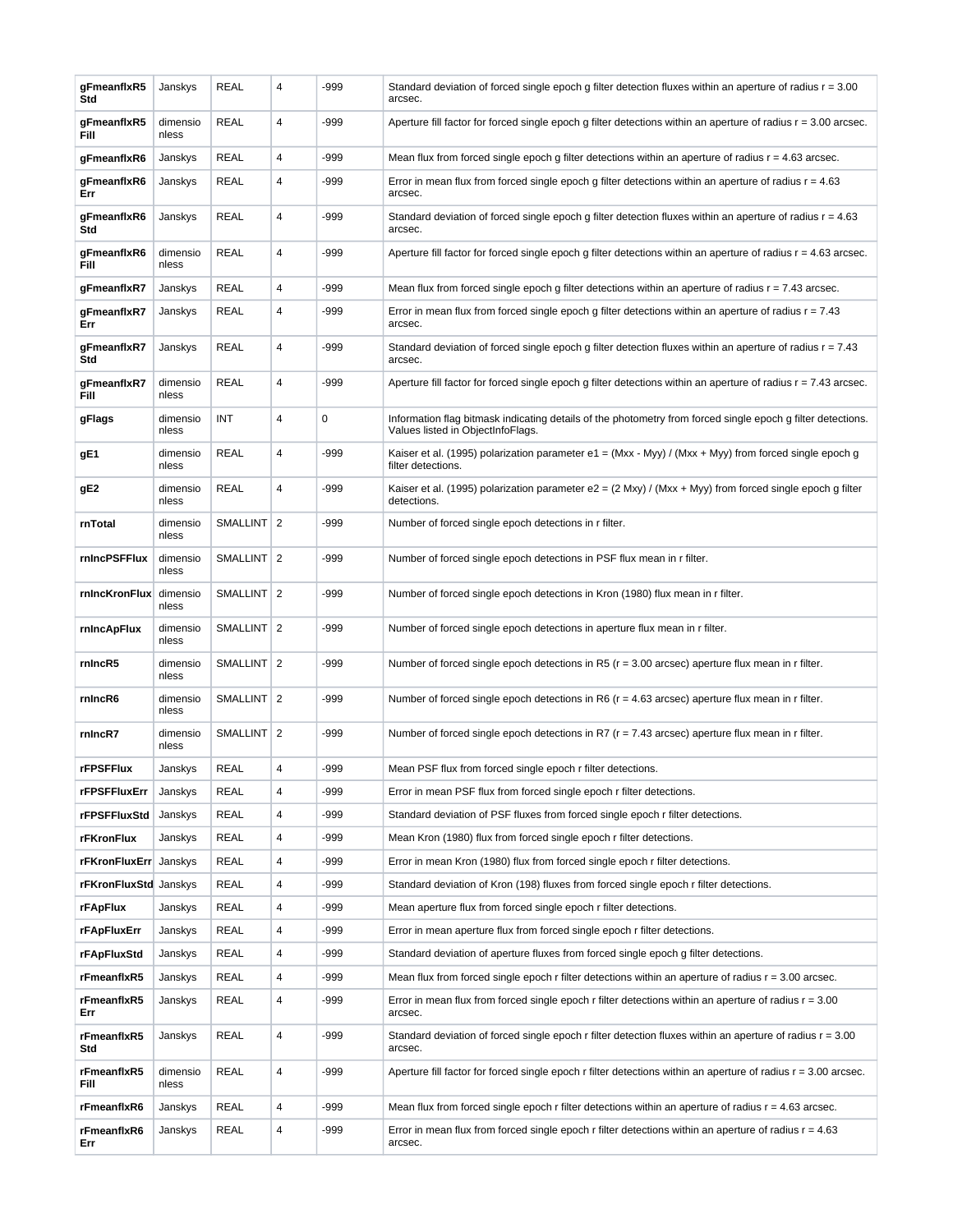| gFmeanflxR5Std | Janskys | REAL | 4 | -999 | Standard deviation of forced single epoch g filter detection fluxes within an aperture of radius r = 3.00 arcsec. |
|---|---|---|---|---|---|
| gFmeanflxR5Fill | dimensionless | REAL | 4 | -999 | Aperture fill factor for forced single epoch g filter detections within an aperture of radius r = 3.00 arcsec. |
| gFmeanflxR6 | Janskys | REAL | 4 | -999 | Mean flux from forced single epoch g filter detections within an aperture of radius r = 4.63 arcsec. |
| gFmeanflxR6Err | Janskys | REAL | 4 | -999 | Error in mean flux from forced single epoch g filter detections within an aperture of radius r = 4.63 arcsec. |
| gFmeanflxR6Std | Janskys | REAL | 4 | -999 | Standard deviation of forced single epoch g filter detection fluxes within an aperture of radius r = 4.63 arcsec. |
| gFmeanflxR6Fill | dimensionless | REAL | 4 | -999 | Aperture fill factor for forced single epoch g filter detections within an aperture of radius r = 4.63 arcsec. |
| gFmeanflxR7 | Janskys | REAL | 4 | -999 | Mean flux from forced single epoch g filter detections within an aperture of radius r = 7.43 arcsec. |
| gFmeanflxR7Err | Janskys | REAL | 4 | -999 | Error in mean flux from forced single epoch g filter detections within an aperture of radius r = 7.43 arcsec. |
| gFmeanflxR7Std | Janskys | REAL | 4 | -999 | Standard deviation of forced single epoch g filter detection fluxes within an aperture of radius r = 7.43 arcsec. |
| gFmeanflxR7Fill | dimensionless | REAL | 4 | -999 | Aperture fill factor for forced single epoch g filter detections within an aperture of radius r = 7.43 arcsec. |
| gFlags | dimensionless | INT | 4 | 0 | Information flag bitmask indicating details of the photometry from forced single epoch g filter detections. Values listed in ObjectInfoFlags. |
| gE1 | dimensionless | REAL | 4 | -999 | Kaiser et al. (1995) polarization parameter e1 = (Mxx - Myy) / (Mxx + Myy) from forced single epoch g filter detections. |
| gE2 | dimensionless | REAL | 4 | -999 | Kaiser et al. (1995) polarization parameter e2 = (2 Mxy) / (Mxx + Myy) from forced single epoch g filter detections. |
| rnTotal | dimensionless | SMALLINT | 2 | -999 | Number of forced single epoch detections in r filter. |
| rnIncPSFFlux | dimensionless | SMALLINT | 2 | -999 | Number of forced single epoch detections in PSF flux mean in r filter. |
| rnIncKronFlux | dimensionless | SMALLINT | 2 | -999 | Number of forced single epoch detections in Kron (1980) flux mean in r filter. |
| rnIncApFlux | dimensionless | SMALLINT | 2 | -999 | Number of forced single epoch detections in aperture flux mean in r filter. |
| rnIncR5 | dimensionless | SMALLINT | 2 | -999 | Number of forced single epoch detections in R5 (r = 3.00 arcsec) aperture flux mean in r filter. |
| rnIncR6 | dimensionless | SMALLINT | 2 | -999 | Number of forced single epoch detections in R6 (r = 4.63 arcsec) aperture flux mean in r filter. |
| rnIncR7 | dimensionless | SMALLINT | 2 | -999 | Number of forced single epoch detections in R7 (r = 7.43 arcsec) aperture flux mean in r filter. |
| rFPSFFlux | Janskys | REAL | 4 | -999 | Mean PSF flux from forced single epoch r filter detections. |
| rFPSFFluxErr | Janskys | REAL | 4 | -999 | Error in mean PSF flux from forced single epoch r filter detections. |
| rFPSFFluxStd | Janskys | REAL | 4 | -999 | Standard deviation of PSF fluxes from forced single epoch r filter detections. |
| rFKronFlux | Janskys | REAL | 4 | -999 | Mean Kron (1980) flux from forced single epoch r filter detections. |
| rFKronFluxErr | Janskys | REAL | 4 | -999 | Error in mean Kron (1980) flux from forced single epoch r filter detections. |
| rFKronFluxStd | Janskys | REAL | 4 | -999 | Standard deviation of Kron (198) fluxes from forced single epoch r filter detections. |
| rFApFlux | Janskys | REAL | 4 | -999 | Mean aperture flux from forced single epoch r filter detections. |
| rFApFluxErr | Janskys | REAL | 4 | -999 | Error in mean aperture flux from forced single epoch r filter detections. |
| rFApFluxStd | Janskys | REAL | 4 | -999 | Standard deviation of aperture fluxes from forced single epoch g filter detections. |
| rFmeanflxR5 | Janskys | REAL | 4 | -999 | Mean flux from forced single epoch r filter detections within an aperture of radius r = 3.00 arcsec. |
| rFmeanflxR5Err | Janskys | REAL | 4 | -999 | Error in mean flux from forced single epoch r filter detections within an aperture of radius r = 3.00 arcsec. |
| rFmeanflxR5Std | Janskys | REAL | 4 | -999 | Standard deviation of forced single epoch r filter detection fluxes within an aperture of radius r = 3.00 arcsec. |
| rFmeanflxR5Fill | dimensionless | REAL | 4 | -999 | Aperture fill factor for forced single epoch r filter detections within an aperture of radius r = 3.00 arcsec. |
| rFmeanflxR6 | Janskys | REAL | 4 | -999 | Mean flux from forced single epoch r filter detections within an aperture of radius r = 4.63 arcsec. |
| rFmeanflxR6Err | Janskys | REAL | 4 | -999 | Error in mean flux from forced single epoch r filter detections within an aperture of radius r = 4.63 arcsec. |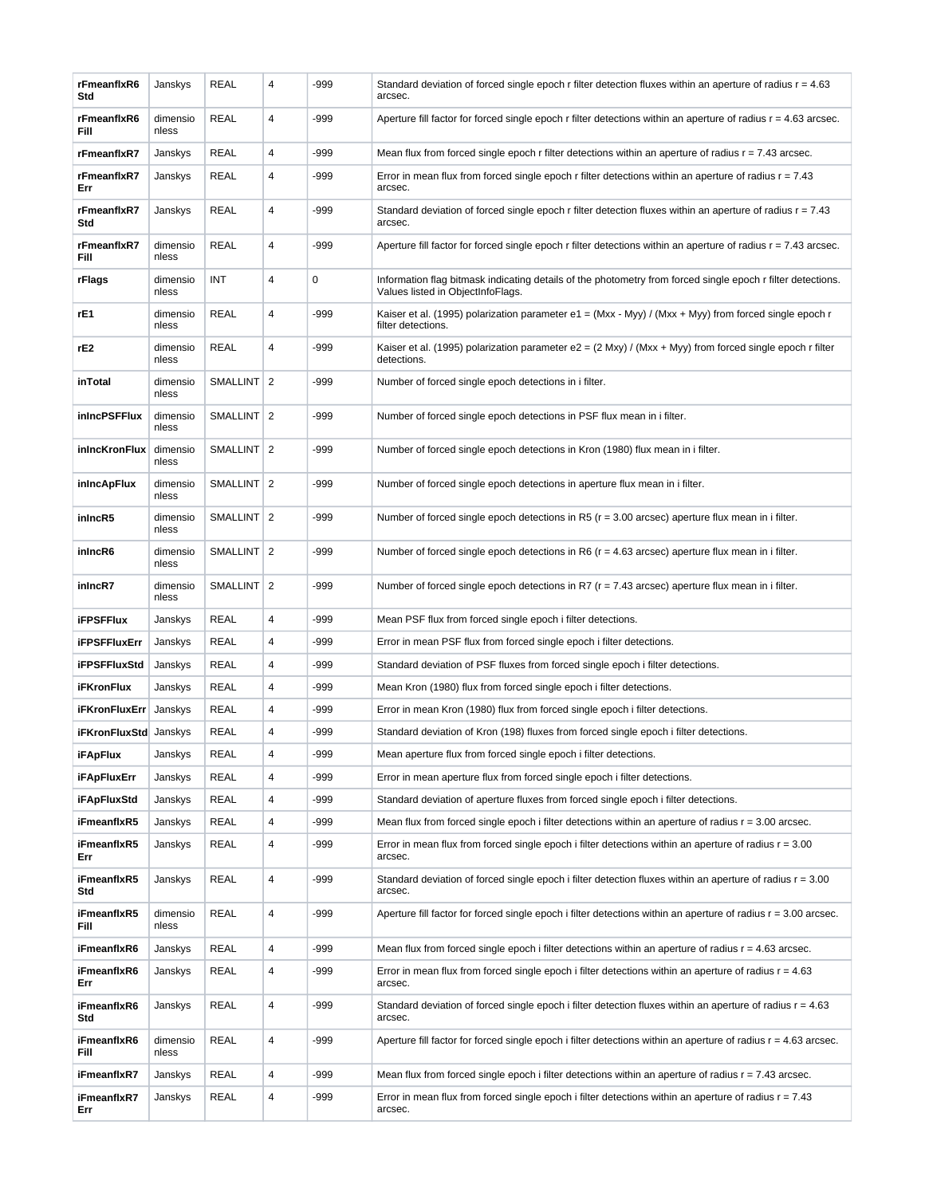| **rFmeanflxR6Std** | Janskys | REAL | 4 | -999 | Standard deviation of forced single epoch r filter detection fluxes within an aperture of radius r = 4.63 arcsec. |
|---|---|---|---|---|---|
| **rFmeanflxR6Fill** | dimensionless | REAL | 4 | -999 | Aperture fill factor for forced single epoch r filter detections within an aperture of radius r = 4.63 arcsec. |
| **rFmeanflxR7** | Janskys | REAL | 4 | -999 | Mean flux from forced single epoch r filter detections within an aperture of radius r = 7.43 arcsec. |
| **rFmeanflxR7Err** | Janskys | REAL | 4 | -999 | Error in mean flux from forced single epoch r filter detections within an aperture of radius r = 7.43 arcsec. |
| **rFmeanflxR7Std** | Janskys | REAL | 4 | -999 | Standard deviation of forced single epoch r filter detection fluxes within an aperture of radius r = 7.43 arcsec. |
| **rFmeanflxR7Fill** | dimensionless | REAL | 4 | -999 | Aperture fill factor for forced single epoch r filter detections within an aperture of radius r = 7.43 arcsec. |
| **rFlags** | dimensionless | INT | 4 | 0 | Information flag bitmask indicating details of the photometry from forced single epoch r filter detections. Values listed in ObjectInfoFlags. |
| **rE1** | dimensionless | REAL | 4 | -999 | Kaiser et al. (1995) polarization parameter e1 = (Mxx - Myy) / (Mxx + Myy) from forced single epoch r filter detections. |
| **rE2** | dimensionless | REAL | 4 | -999 | Kaiser et al. (1995) polarization parameter e2 = (2 Mxy) / (Mxx + Myy) from forced single epoch r filter detections. |
| **inTotal** | dimensionless | SMALLINT | 2 | -999 | Number of forced single epoch detections in i filter. |
| **inIncPSFFlux** | dimensionless | SMALLINT | 2 | -999 | Number of forced single epoch detections in PSF flux mean in i filter. |
| **inIncKronFlux** | dimensionless | SMALLINT | 2 | -999 | Number of forced single epoch detections in Kron (1980) flux mean in i filter. |
| **inIncApFlux** | dimensionless | SMALLINT | 2 | -999 | Number of forced single epoch detections in aperture flux mean in i filter. |
| **inIncR5** | dimensionless | SMALLINT | 2 | -999 | Number of forced single epoch detections in R5 (r = 3.00 arcsec) aperture flux mean in i filter. |
| **inIncR6** | dimensionless | SMALLINT | 2 | -999 | Number of forced single epoch detections in R6 (r = 4.63 arcsec) aperture flux mean in i filter. |
| **inIncR7** | dimensionless | SMALLINT | 2 | -999 | Number of forced single epoch detections in R7 (r = 7.43 arcsec) aperture flux mean in i filter. |
| **iFPSFFlux** | Janskys | REAL | 4 | -999 | Mean PSF flux from forced single epoch i filter detections. |
| **iFPSFFluxErr** | Janskys | REAL | 4 | -999 | Error in mean PSF flux from forced single epoch i filter detections. |
| **iFPSFFluxStd** | Janskys | REAL | 4 | -999 | Standard deviation of PSF fluxes from forced single epoch i filter detections. |
| **iFKronFlux** | Janskys | REAL | 4 | -999 | Mean Kron (1980) flux from forced single epoch i filter detections. |
| **iFKronFluxErr** | Janskys | REAL | 4 | -999 | Error in mean Kron (1980) flux from forced single epoch i filter detections. |
| **iFKronFluxStd** | Janskys | REAL | 4 | -999 | Standard deviation of Kron (198) fluxes from forced single epoch i filter detections. |
| **iFApFlux** | Janskys | REAL | 4 | -999 | Mean aperture flux from forced single epoch i filter detections. |
| **iFApFluxErr** | Janskys | REAL | 4 | -999 | Error in mean aperture flux from forced single epoch i filter detections. |
| **iFApFluxStd** | Janskys | REAL | 4 | -999 | Standard deviation of aperture fluxes from forced single epoch i filter detections. |
| **iFmeanflxR5** | Janskys | REAL | 4 | -999 | Mean flux from forced single epoch i filter detections within an aperture of radius r = 3.00 arcsec. |
| **iFmeanflxR5Err** | Janskys | REAL | 4 | -999 | Error in mean flux from forced single epoch i filter detections within an aperture of radius r = 3.00 arcsec. |
| **iFmeanflxR5Std** | Janskys | REAL | 4 | -999 | Standard deviation of forced single epoch i filter detection fluxes within an aperture of radius r = 3.00 arcsec. |
| **iFmeanflxR5Fill** | dimensionless | REAL | 4 | -999 | Aperture fill factor for forced single epoch i filter detections within an aperture of radius r = 3.00 arcsec. |
| **iFmeanflxR6** | Janskys | REAL | 4 | -999 | Mean flux from forced single epoch i filter detections within an aperture of radius r = 4.63 arcsec. |
| **iFmeanflxR6Err** | Janskys | REAL | 4 | -999 | Error in mean flux from forced single epoch i filter detections within an aperture of radius r = 4.63 arcsec. |
| **iFmeanflxR6Std** | Janskys | REAL | 4 | -999 | Standard deviation of forced single epoch i filter detection fluxes within an aperture of radius r = 4.63 arcsec. |
| **iFmeanflxR6Fill** | dimensionless | REAL | 4 | -999 | Aperture fill factor for forced single epoch i filter detections within an aperture of radius r = 4.63 arcsec. |
| **iFmeanflxR7** | Janskys | REAL | 4 | -999 | Mean flux from forced single epoch i filter detections within an aperture of radius r = 7.43 arcsec. |
| **iFmeanflxR7Err** | Janskys | REAL | 4 | -999 | Error in mean flux from forced single epoch i filter detections within an aperture of radius r = 7.43 arcsec. |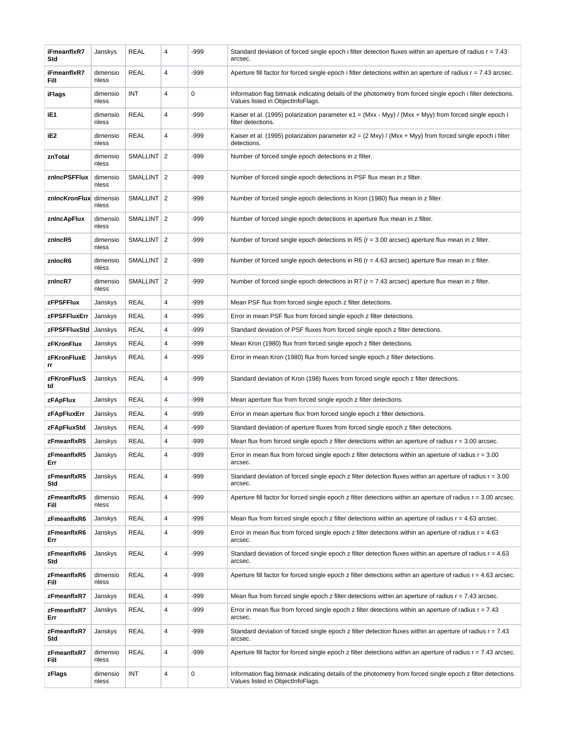| **iFmeanflxR7Std** | Janskys | REAL | 4 | -999 | Standard deviation of forced single epoch i filter detection fluxes within an aperture of radius r = 7.43 arcsec. |
|---|---|---|---|---|---|
| **iFmeanflxR7Fill** | dimensionless | REAL | 4 | -999 | Aperture fill factor for forced single epoch i filter detections within an aperture of radius r = 7.43 arcsec. |
| **iFlags** | dimensionless | INT | 4 | 0 | Information flag bitmask indicating details of the photometry from forced single epoch i filter detections. Values listed in ObjectInfoFlags. |
| **iE1** | dimensionless | REAL | 4 | -999 | Kaiser et al. (1995) polarization parameter e1 = (Mxx - Myy) / (Mxx + Myy) from forced single epoch i filter detections. |
| **iE2** | dimensionless | REAL | 4 | -999 | Kaiser et al. (1995) polarization parameter e2 = (2 Mxy) / (Mxx + Myy) from forced single epoch i filter detections. |
| **znTotal** | dimensionless | SMALLINT | 2 | -999 | Number of forced single epoch detections in z filter. |
| **znIncPSFFlux** | dimensionless | SMALLINT | 2 | -999 | Number of forced single epoch detections in PSF flux mean in z filter. |
| **znIncKronFlux** | dimensionless | SMALLINT | 2 | -999 | Number of forced single epoch detections in Kron (1980) flux mean in z filter. |
| **znIncApFlux** | dimensionless | SMALLINT | 2 | -999 | Number of forced single epoch detections in aperture flux mean in z filter. |
| **znIncR5** | dimensionless | SMALLINT | 2 | -999 | Number of forced single epoch detections in R5 (r = 3.00 arcsec) aperture flux mean in z filter. |
| **znIncR6** | dimensionless | SMALLINT | 2 | -999 | Number of forced single epoch detections in R6 (r = 4.63 arcsec) aperture flux mean in z filter. |
| **znIncR7** | dimensionless | SMALLINT | 2 | -999 | Number of forced single epoch detections in R7 (r = 7.43 arcsec) aperture flux mean in z filter. |
| **zFPSFFlux** | Janskys | REAL | 4 | -999 | Mean PSF flux from forced single epoch z filter detections. |
| **zFPSFFluxErr** | Janskys | REAL | 4 | -999 | Error in mean PSF flux from forced single epoch z filter detections. |
| **zFPSFFluxStd** | Janskys | REAL | 4 | -999 | Standard deviation of PSF fluxes from forced single epoch z filter detections. |
| **zFKronFlux** | Janskys | REAL | 4 | -999 | Mean Kron (1980) flux from forced single epoch z filter detections. |
| **zFKronFluxErr** | Janskys | REAL | 4 | -999 | Error in mean Kron (1980) flux from forced single epoch z filter detections. |
| **zFKronFluxStd** | Janskys | REAL | 4 | -999 | Standard deviation of Kron (198) fluxes from forced single epoch z filter detections. |
| **zFApFlux** | Janskys | REAL | 4 | -999 | Mean aperture flux from forced single epoch z filter detections. |
| **zFApFluxErr** | Janskys | REAL | 4 | -999 | Error in mean aperture flux from forced single epoch z filter detections. |
| **zFApFluxStd** | Janskys | REAL | 4 | -999 | Standard deviation of aperture fluxes from forced single epoch z filter detections. |
| **zFmeanflxR5** | Janskys | REAL | 4 | -999 | Mean flux from forced single epoch z filter detections within an aperture of radius r = 3.00 arcsec. |
| **zFmeanflxR5Err** | Janskys | REAL | 4 | -999 | Error in mean flux from forced single epoch z filter detections within an aperture of radius r = 3.00 arcsec. |
| **zFmeanflxR5Std** | Janskys | REAL | 4 | -999 | Standard deviation of forced single epoch z filter detection fluxes within an aperture of radius r = 3.00 arcsec. |
| **zFmeanflxR5Fill** | dimensionless | REAL | 4 | -999 | Aperture fill factor for forced single epoch z filter detections within an aperture of radius r = 3.00 arcsec. |
| **zFmeanflxR6** | Janskys | REAL | 4 | -999 | Mean flux from forced single epoch z filter detections within an aperture of radius r = 4.63 arcsec. |
| **zFmeanflxR6Err** | Janskys | REAL | 4 | -999 | Error in mean flux from forced single epoch z filter detections within an aperture of radius r = 4.63 arcsec. |
| **zFmeanflxR6Std** | Janskys | REAL | 4 | -999 | Standard deviation of forced single epoch z filter detection fluxes within an aperture of radius r = 4.63 arcsec. |
| **zFmeanflxR6Fill** | dimensionless | REAL | 4 | -999 | Aperture fill factor for forced single epoch z filter detections within an aperture of radius r = 4.63 arcsec. |
| **zFmeanflxR7** | Janskys | REAL | 4 | -999 | Mean flux from forced single epoch z filter detections within an aperture of radius r = 7.43 arcsec. |
| **zFmeanflxR7Err** | Janskys | REAL | 4 | -999 | Error in mean flux from forced single epoch z filter detections within an aperture of radius r = 7.43 arcsec. |
| **zFmeanflxR7Std** | Janskys | REAL | 4 | -999 | Standard deviation of forced single epoch z filter detection fluxes within an aperture of radius r = 7.43 arcsec. |
| **zFmeanflxR7Fill** | dimensionless | REAL | 4 | -999 | Aperture fill factor for forced single epoch z filter detections within an aperture of radius r = 7.43 arcsec. |
| **zFlags** | dimensionless | INT | 4 | 0 | Information flag bitmask indicating details of the photometry from forced single epoch z filter detections. Values listed in ObjectInfoFlags. |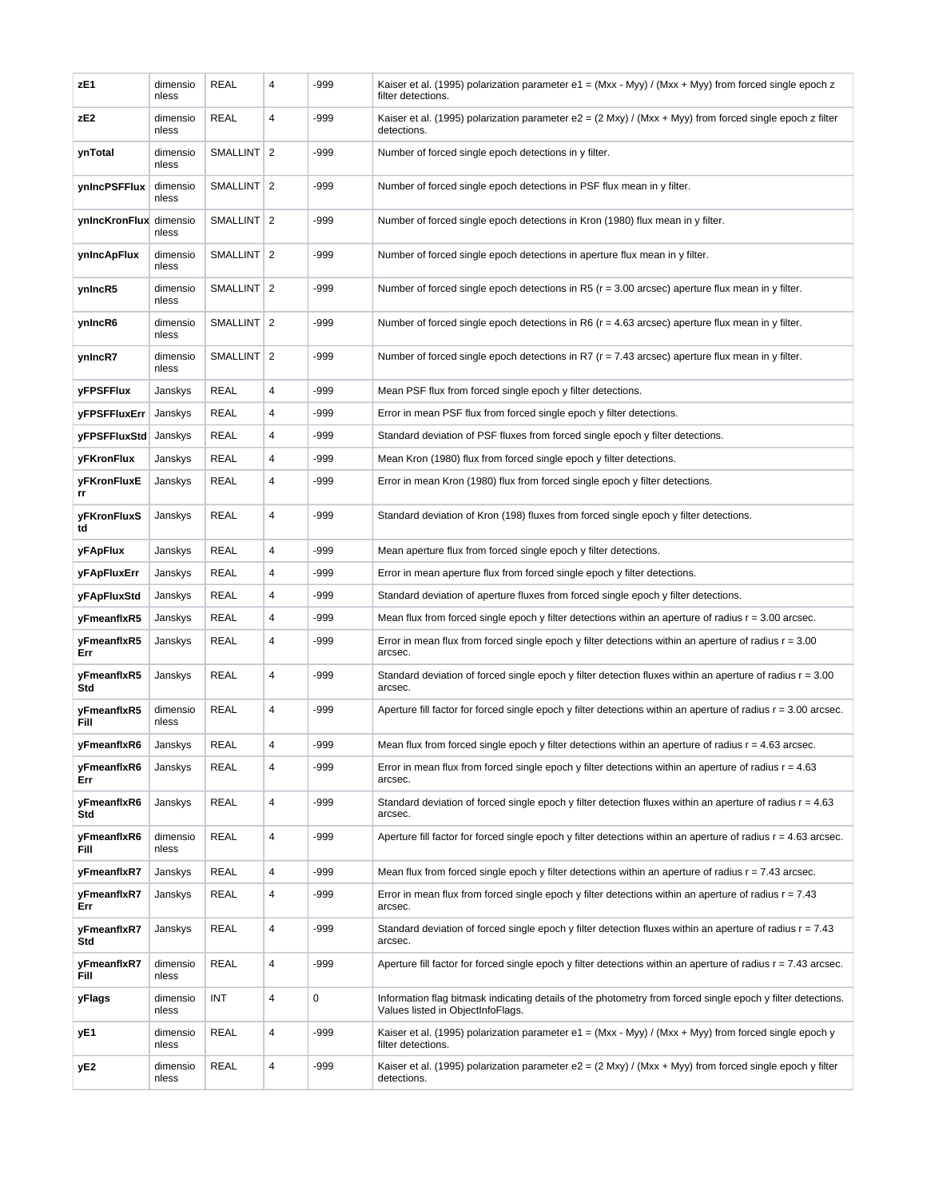| | | | | | |
|---|---|---|---|---|---|
| **zE1** | dimensionless | REAL | 4 | -999 | Kaiser et al. (1995) polarization parameter e1 = (Mxx - Myy) / (Mxx + Myy) from forced single epoch z filter detections. |
| **zE2** | dimensionless | REAL | 4 | -999 | Kaiser et al. (1995) polarization parameter e2 = (2 Mxy) / (Mxx + Myy) from forced single epoch z filter detections. |
| **ynTotal** | dimensionless | SMALLINT | 2 | -999 | Number of forced single epoch detections in y filter. |
| **ynIncPSFFlux** | dimensionless | SMALLINT | 2 | -999 | Number of forced single epoch detections in PSF flux mean in y filter. |
| **ynIncKronFlux** | dimensionless | SMALLINT | 2 | -999 | Number of forced single epoch detections in Kron (1980) flux mean in y filter. |
| **ynIncApFlux** | dimensionless | SMALLINT | 2 | -999 | Number of forced single epoch detections in aperture flux mean in y filter. |
| **ynIncR5** | dimensionless | SMALLINT | 2 | -999 | Number of forced single epoch detections in R5 (r = 3.00 arcsec) aperture flux mean in y filter. |
| **ynIncR6** | dimensionless | SMALLINT | 2 | -999 | Number of forced single epoch detections in R6 (r = 4.63 arcsec) aperture flux mean in y filter. |
| **ynIncR7** | dimensionless | SMALLINT | 2 | -999 | Number of forced single epoch detections in R7 (r = 7.43 arcsec) aperture flux mean in y filter. |
| **yFPSFFlux** | Janskys | REAL | 4 | -999 | Mean PSF flux from forced single epoch y filter detections. |
| **yFPSFFluxErr** | Janskys | REAL | 4 | -999 | Error in mean PSF flux from forced single epoch y filter detections. |
| **yFPSFFluxStd** | Janskys | REAL | 4 | -999 | Standard deviation of PSF fluxes from forced single epoch y filter detections. |
| **yFKronFlux** | Janskys | REAL | 4 | -999 | Mean Kron (1980) flux from forced single epoch y filter detections. |
| **yFKronFluxErr** | Janskys | REAL | 4 | -999 | Error in mean Kron (1980) flux from forced single epoch y filter detections. |
| **yFKronFluxStd** | Janskys | REAL | 4 | -999 | Standard deviation of Kron (198) fluxes from forced single epoch y filter detections. |
| **yFApFlux** | Janskys | REAL | 4 | -999 | Mean aperture flux from forced single epoch y filter detections. |
| **yFApFluxErr** | Janskys | REAL | 4 | -999 | Error in mean aperture flux from forced single epoch y filter detections. |
| **yFApFluxStd** | Janskys | REAL | 4 | -999 | Standard deviation of aperture fluxes from forced single epoch y filter detections. |
| **yFmeanflxR5** | Janskys | REAL | 4 | -999 | Mean flux from forced single epoch y filter detections within an aperture of radius r = 3.00 arcsec. |
| **yFmeanflxR5Err** | Janskys | REAL | 4 | -999 | Error in mean flux from forced single epoch y filter detections within an aperture of radius r = 3.00 arcsec. |
| **yFmeanflxR5Std** | Janskys | REAL | 4 | -999 | Standard deviation of forced single epoch y filter detection fluxes within an aperture of radius r = 3.00 arcsec. |
| **yFmeanflxR5Fill** | dimensionless | REAL | 4 | -999 | Aperture fill factor for forced single epoch y filter detections within an aperture of radius r = 3.00 arcsec. |
| **yFmeanflxR6** | Janskys | REAL | 4 | -999 | Mean flux from forced single epoch y filter detections within an aperture of radius r = 4.63 arcsec. |
| **yFmeanflxR6Err** | Janskys | REAL | 4 | -999 | Error in mean flux from forced single epoch y filter detections within an aperture of radius r = 4.63 arcsec. |
| **yFmeanflxR6Std** | Janskys | REAL | 4 | -999 | Standard deviation of forced single epoch y filter detection fluxes within an aperture of radius r = 4.63 arcsec. |
| **yFmeanflxR6Fill** | dimensionless | REAL | 4 | -999 | Aperture fill factor for forced single epoch y filter detections within an aperture of radius r = 4.63 arcsec. |
| **yFmeanflxR7** | Janskys | REAL | 4 | -999 | Mean flux from forced single epoch y filter detections within an aperture of radius r = 7.43 arcsec. |
| **yFmeanflxR7Err** | Janskys | REAL | 4 | -999 | Error in mean flux from forced single epoch y filter detections within an aperture of radius r = 7.43 arcsec. |
| **yFmeanflxR7Std** | Janskys | REAL | 4 | -999 | Standard deviation of forced single epoch y filter detection fluxes within an aperture of radius r = 7.43 arcsec. |
| **yFmeanflxR7Fill** | dimensionless | REAL | 4 | -999 | Aperture fill factor for forced single epoch y filter detections within an aperture of radius r = 7.43 arcsec. |
| **yFlags** | dimensionless | INT | 4 | 0 | Information flag bitmask indicating details of the photometry from forced single epoch y filter detections. Values listed in ObjectInfoFlags. |
| **yE1** | dimensionless | REAL | 4 | -999 | Kaiser et al. (1995) polarization parameter e1 = (Mxx - Myy) / (Mxx + Myy) from forced single epoch y filter detections. |
| **yE2** | dimensionless | REAL | 4 | -999 | Kaiser et al. (1995) polarization parameter e2 = (2 Mxy) / (Mxx + Myy) from forced single epoch y filter detections. |